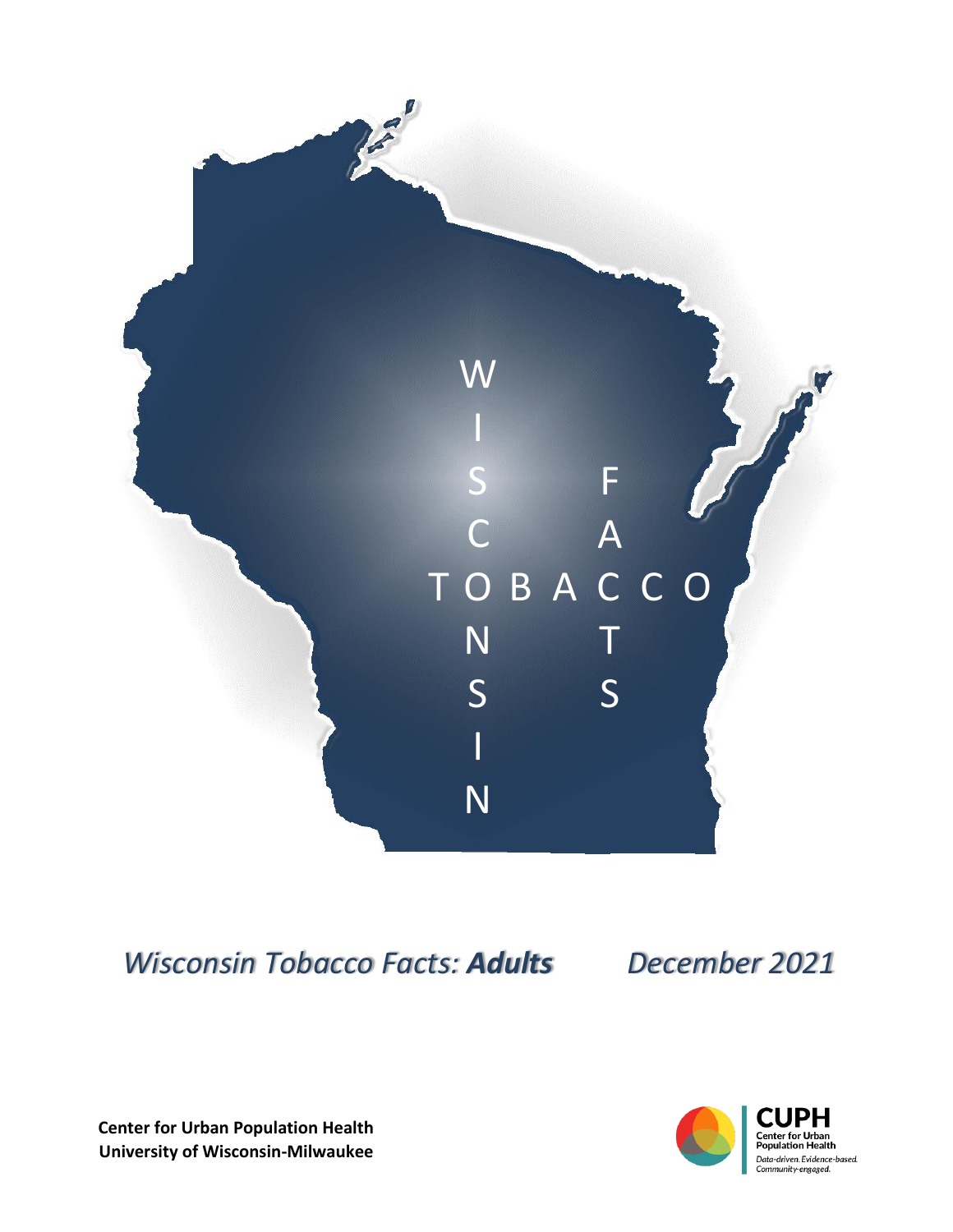WISCONSIN TOBACCO FACTS

# *Wisconsin Tobacco Facts: **Adults*** *December 2021*

**Center for Urban Population Health**
**University of Wisconsin-Milwaukee**

CUPH
Center for Urban Population Health
*Data-driven. Evidence-based. Community-engaged.*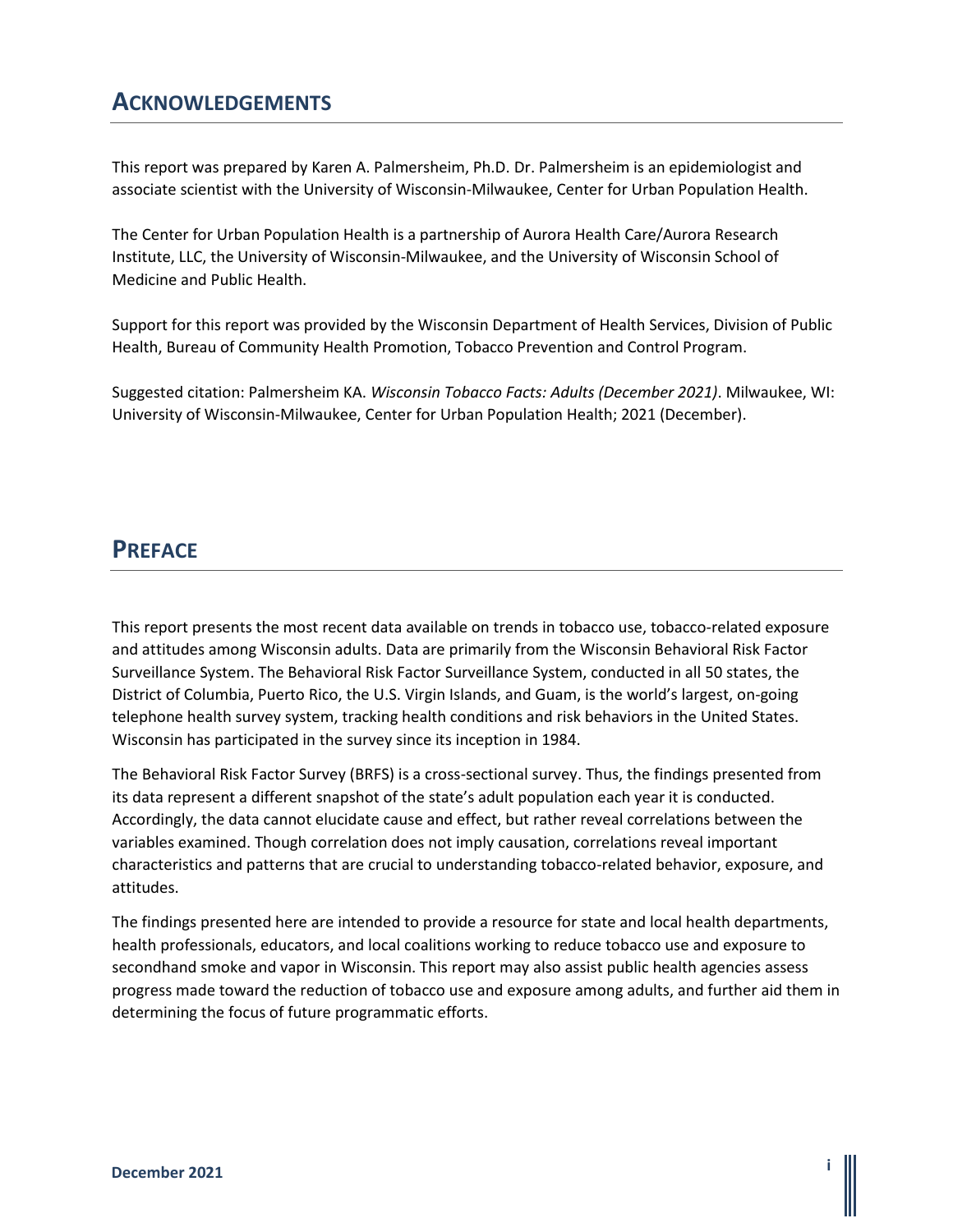## ACKNOWLEDGEMENTS

This report was prepared by Karen A. Palmersheim, Ph.D. Dr. Palmersheim is an epidemiologist and associate scientist with the University of Wisconsin-Milwaukee, Center for Urban Population Health.

The Center for Urban Population Health is a partnership of Aurora Health Care/Aurora Research Institute, LLC, the University of Wisconsin-Milwaukee, and the University of Wisconsin School of Medicine and Public Health.

Support for this report was provided by the Wisconsin Department of Health Services, Division of Public Health, Bureau of Community Health Promotion, Tobacco Prevention and Control Program.

Suggested citation: Palmersheim KA. *Wisconsin Tobacco Facts: Adults (December 2021)*. Milwaukee, WI: University of Wisconsin-Milwaukee, Center for Urban Population Health; 2021 (December).

## PREFACE

This report presents the most recent data available on trends in tobacco use, tobacco-related exposure and attitudes among Wisconsin adults. Data are primarily from the Wisconsin Behavioral Risk Factor Surveillance System. The Behavioral Risk Factor Surveillance System, conducted in all 50 states, the District of Columbia, Puerto Rico, the U.S. Virgin Islands, and Guam, is the world's largest, on-going telephone health survey system, tracking health conditions and risk behaviors in the United States. Wisconsin has participated in the survey since its inception in 1984.

The Behavioral Risk Factor Survey (BRFS) is a cross-sectional survey. Thus, the findings presented from its data represent a different snapshot of the state's adult population each year it is conducted. Accordingly, the data cannot elucidate cause and effect, but rather reveal correlations between the variables examined. Though correlation does not imply causation, correlations reveal important characteristics and patterns that are crucial to understanding tobacco-related behavior, exposure, and attitudes.

The findings presented here are intended to provide a resource for state and local health departments, health professionals, educators, and local coalitions working to reduce tobacco use and exposure to secondhand smoke and vapor in Wisconsin. This report may also assist public health agencies assess progress made toward the reduction of tobacco use and exposure among adults, and further aid them in determining the focus of future programmatic efforts.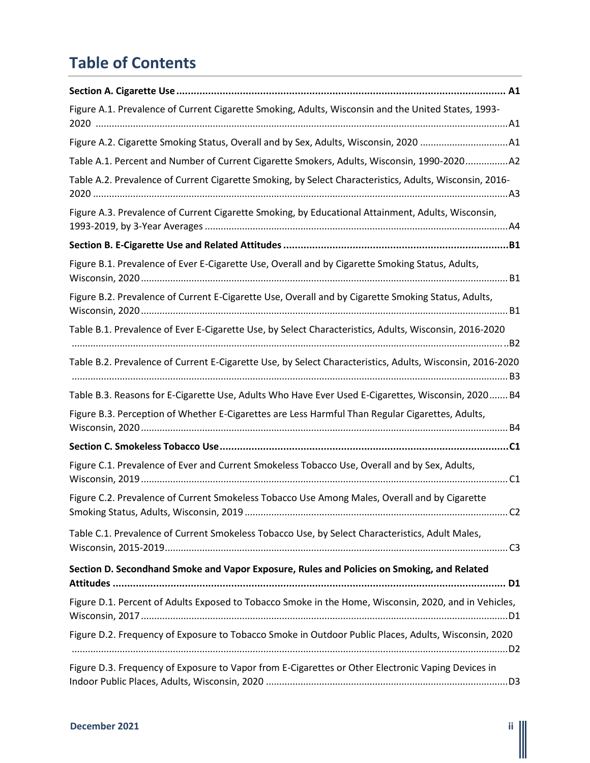# Table of Contents

**Section A. Cigarette Use .................................................................................................................. A1**

Figure A.1. Prevalence of Current Cigarette Smoking, Adults, Wisconsin and the United States, 1993-2020 ........................................................................................................................................A1

Figure A.2. Cigarette Smoking Status, Overall and by Sex, Adults, Wisconsin, 2020 ................................A1

Table A.1. Percent and Number of Current Cigarette Smokers, Adults, Wisconsin, 1990-2020................A2

Table A.2. Prevalence of Current Cigarette Smoking, by Select Characteristics, Adults, Wisconsin, 2016-2020 .........................................................................................................................................A3

Figure A.3. Prevalence of Current Cigarette Smoking, by Educational Attainment, Adults, Wisconsin, 1993-2019, by 3-Year Averages ................................................................................................A4

**Section B. E-Cigarette Use and Related Attitudes ..............................................................................B1**

Figure B.1. Prevalence of Ever E-Cigarette Use, Overall and by Cigarette Smoking Status, Adults, Wisconsin, 2020 ....................................................................................................................... B1

Figure B.2. Prevalence of Current E-Cigarette Use, Overall and by Cigarette Smoking Status, Adults, Wisconsin, 2020 ....................................................................................................................... B1

Table B.1. Prevalence of Ever E-Cigarette Use, by Select Characteristics, Adults, Wisconsin, 2016-2020 ..................................................................................................................................................B2

Table B.2. Prevalence of Current E-Cigarette Use, by Select Characteristics, Adults, Wisconsin, 2016-2020 ................................................................................................................................................. B3

Table B.3. Reasons for E-Cigarette Use, Adults Who Have Ever Used E-Cigarettes, Wisconsin, 2020....... B4

Figure B.3. Perception of Whether E-Cigarettes are Less Harmful Than Regular Cigarettes, Adults, Wisconsin, 2020 ....................................................................................................................... B4

**Section C. Smokeless Tobacco Use....................................................................................................C1**

Figure C.1. Prevalence of Ever and Current Smokeless Tobacco Use, Overall and by Sex, Adults, Wisconsin, 2019 ....................................................................................................................... C1

Figure C.2. Prevalence of Current Smokeless Tobacco Use Among Males, Overall and by Cigarette Smoking Status, Adults, Wisconsin, 2019 ................................................................................. C2

Table C.1. Prevalence of Current Smokeless Tobacco Use, by Select Characteristics, Adult Males, Wisconsin, 2015-2019............................................................................................................... C3

**Section D. Secondhand Smoke and Vapor Exposure, Rules and Policies on Smoking, and Related Attitudes ....................................................................................................................... D1**

Figure D.1. Percent of Adults Exposed to Tobacco Smoke in the Home, Wisconsin, 2020, and in Vehicles, Wisconsin, 2017 .......................................................................................................................D1

Figure D.2. Frequency of Exposure to Tobacco Smoke in Outdoor Public Places, Adults, Wisconsin, 2020 .................................................................................................................................................D2

Figure D.3. Frequency of Exposure to Vapor from E-Cigarettes or Other Electronic Vaping Devices in Indoor Public Places, Adults, Wisconsin, 2020 .........................................................................D3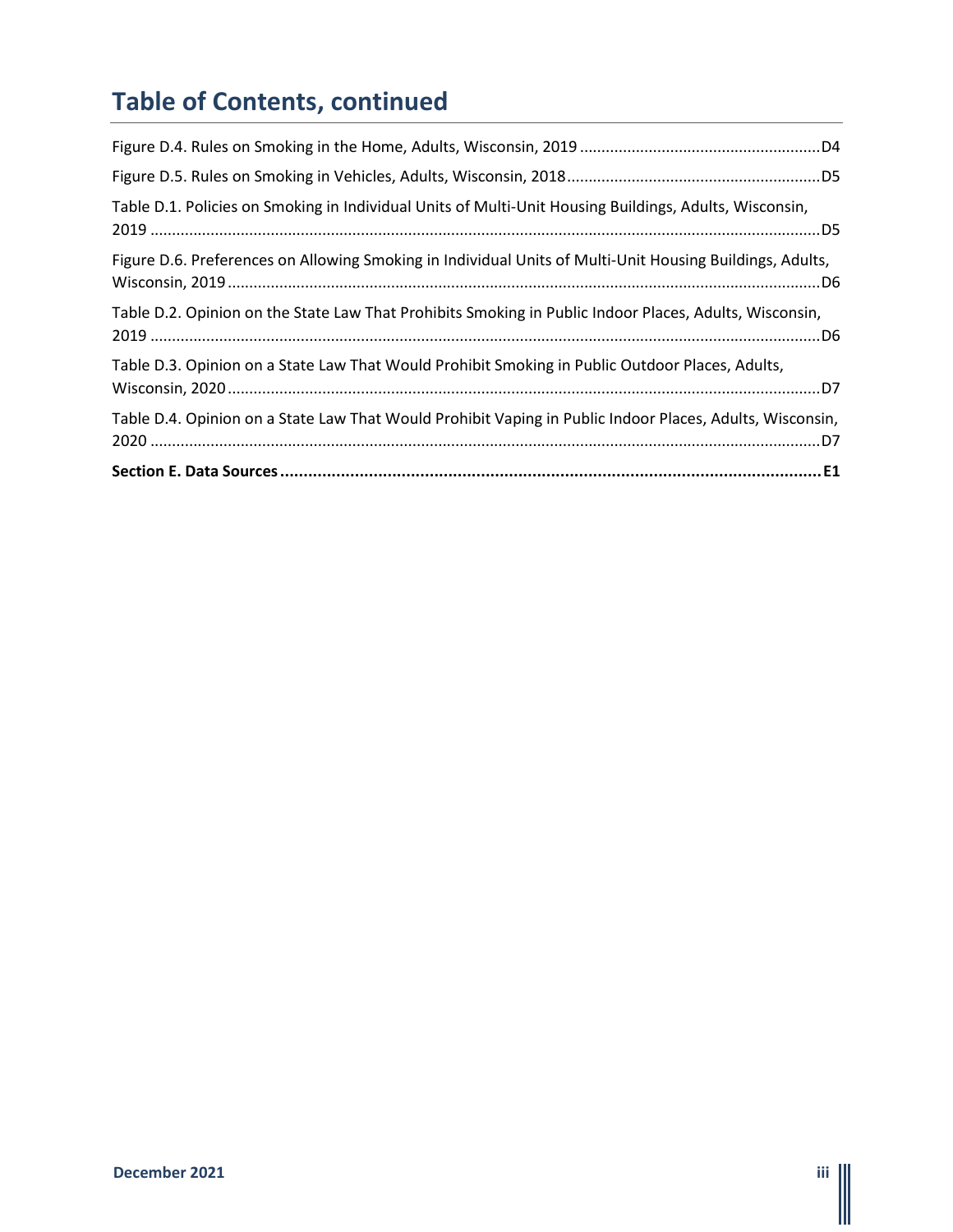# Table of Contents, continued

Figure D.4. Rules on Smoking in the Home, Adults, Wisconsin, 2019 ........................................................ D4

Figure D.5. Rules on Smoking in Vehicles, Adults, Wisconsin, 2018 ........................................................ D5

Table D.1. Policies on Smoking in Individual Units of Multi-Unit Housing Buildings, Adults, Wisconsin, 2019 ........................................................ D5

Figure D.6. Preferences on Allowing Smoking in Individual Units of Multi-Unit Housing Buildings, Adults, Wisconsin, 2019 ........................................................ D6

Table D.2. Opinion on the State Law That Prohibits Smoking in Public Indoor Places, Adults, Wisconsin, 2019 ........................................................ D6

Table D.3. Opinion on a State Law That Would Prohibit Smoking in Public Outdoor Places, Adults, Wisconsin, 2020 ........................................................ D7

Table D.4. Opinion on a State Law That Would Prohibit Vaping in Public Indoor Places, Adults, Wisconsin, 2020 ........................................................ D7

**Section E. Data Sources ........................................................ E1**

December 2021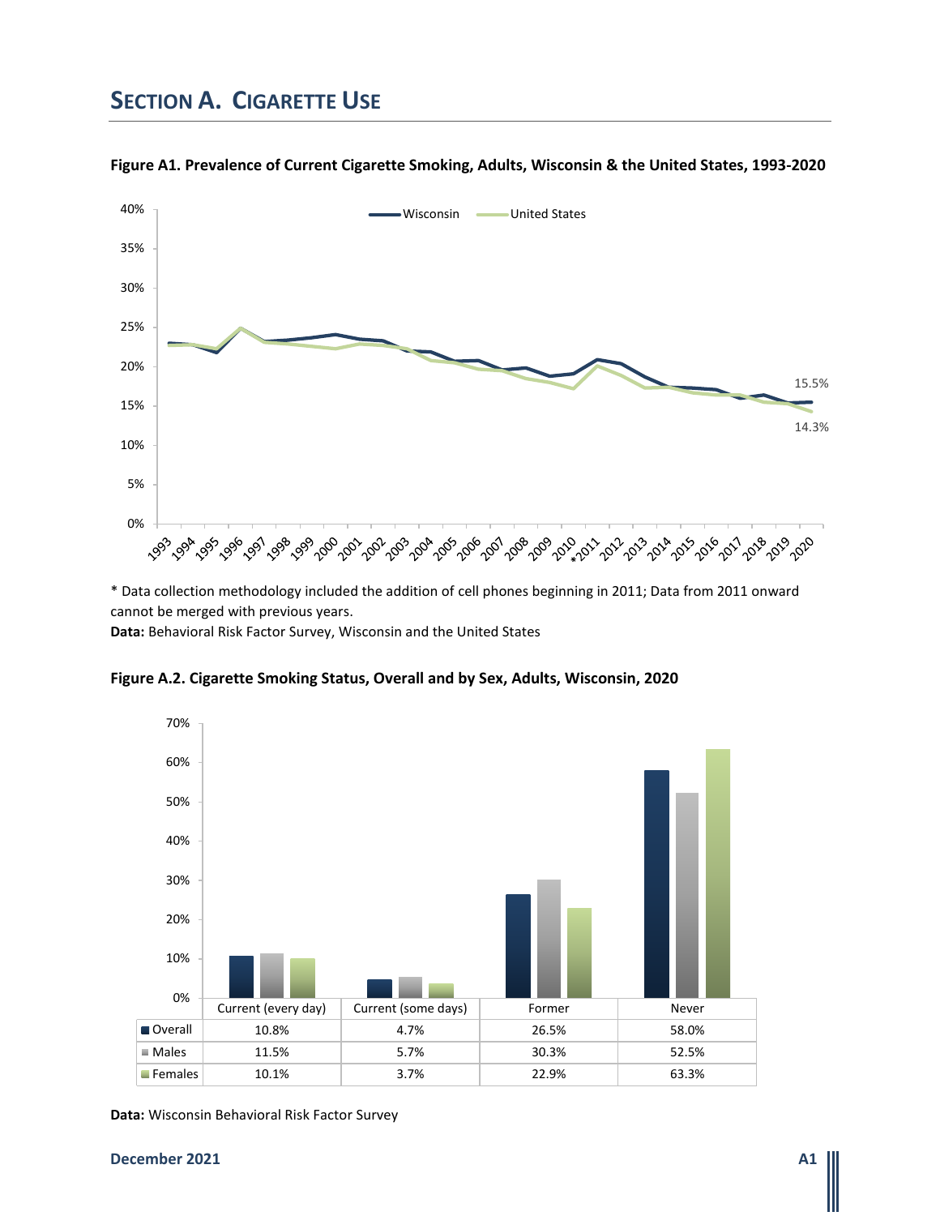# SECTION A. CIGARETTE USE

**Figure A1. Prevalence of Current Cigarette Smoking, Adults, Wisconsin & the United States, 1993-2020**

* Data collection methodology included the addition of cell phones beginning in 2011; Data from 2011 onward cannot be merged with previous years.

**Data:** Behavioral Risk Factor Survey, Wisconsin and the United States

**Figure A.2. Cigarette Smoking Status, Overall and by Sex, Adults, Wisconsin, 2020**

| | Current (every day) | Current (some days) | Former | Never |
|---|---|---|---|---|
| Overall | 10.8% | 4.7% | 26.5% | 58.0% |
| Males | 11.5% | 5.7% | 30.3% | 52.5% |
| Females | 10.1% | 3.7% | 22.9% | 63.3% |

**Data:** Wisconsin Behavioral Risk Factor Survey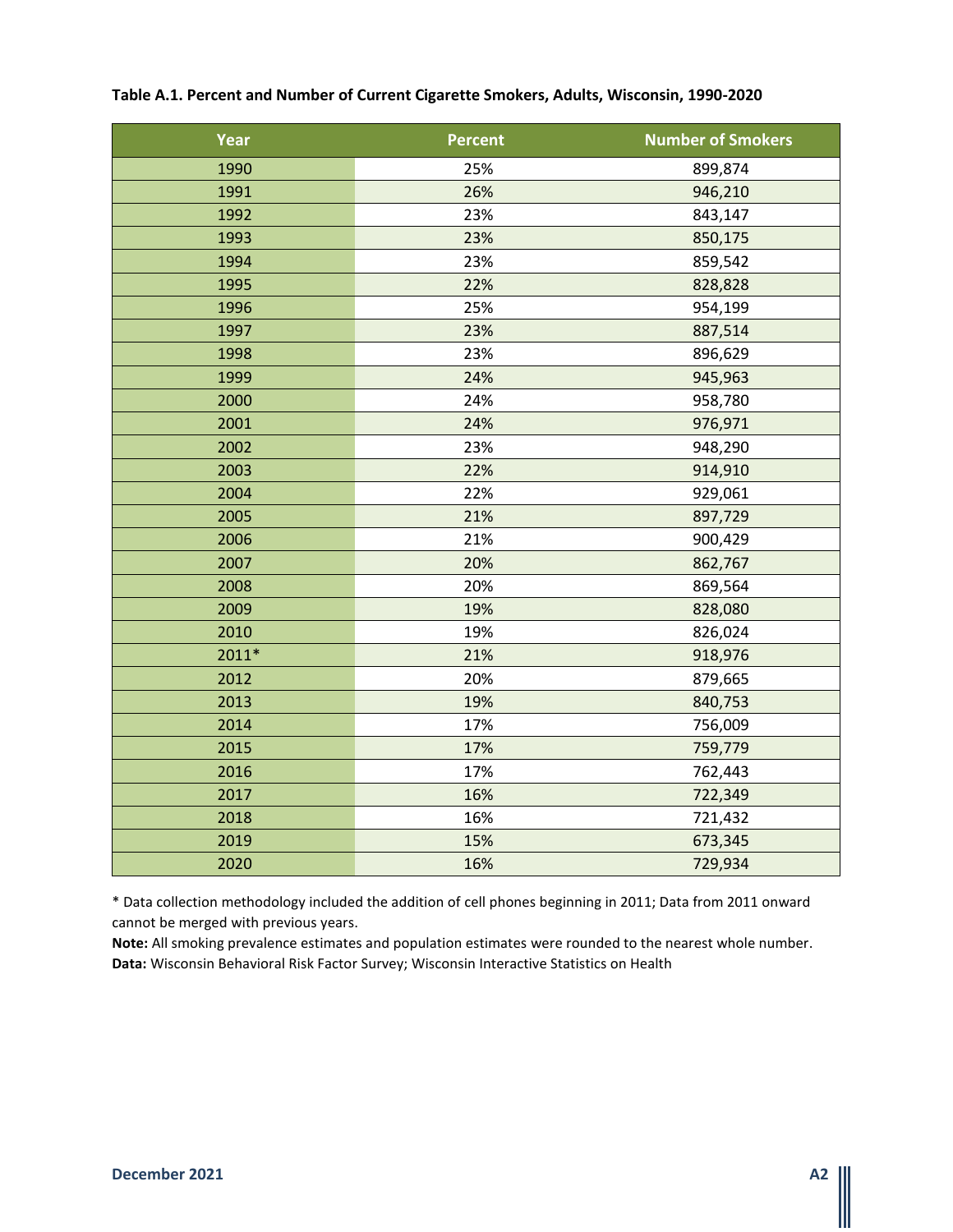**Table A.1. Percent and Number of Current Cigarette Smokers, Adults, Wisconsin, 1990-2020**

| Year | Percent | Number of Smokers |
|---|---|---|
| 1990 | 25% | 899,874 |
| 1991 | 26% | 946,210 |
| 1992 | 23% | 843,147 |
| 1993 | 23% | 850,175 |
| 1994 | 23% | 859,542 |
| 1995 | 22% | 828,828 |
| 1996 | 25% | 954,199 |
| 1997 | 23% | 887,514 |
| 1998 | 23% | 896,629 |
| 1999 | 24% | 945,963 |
| 2000 | 24% | 958,780 |
| 2001 | 24% | 976,971 |
| 2002 | 23% | 948,290 |
| 2003 | 22% | 914,910 |
| 2004 | 22% | 929,061 |
| 2005 | 21% | 897,729 |
| 2006 | 21% | 900,429 |
| 2007 | 20% | 862,767 |
| 2008 | 20% | 869,564 |
| 2009 | 19% | 828,080 |
| 2010 | 19% | 826,024 |
| 2011* | 21% | 918,976 |
| 2012 | 20% | 879,665 |
| 2013 | 19% | 840,753 |
| 2014 | 17% | 756,009 |
| 2015 | 17% | 759,779 |
| 2016 | 17% | 762,443 |
| 2017 | 16% | 722,349 |
| 2018 | 16% | 721,432 |
| 2019 | 15% | 673,345 |
| 2020 | 16% | 729,934 |

* Data collection methodology included the addition of cell phones beginning in 2011; Data from 2011 onward cannot be merged with previous years.

**Note:** All smoking prevalence estimates and population estimates were rounded to the nearest whole number.

**Data:** Wisconsin Behavioral Risk Factor Survey; Wisconsin Interactive Statistics on Health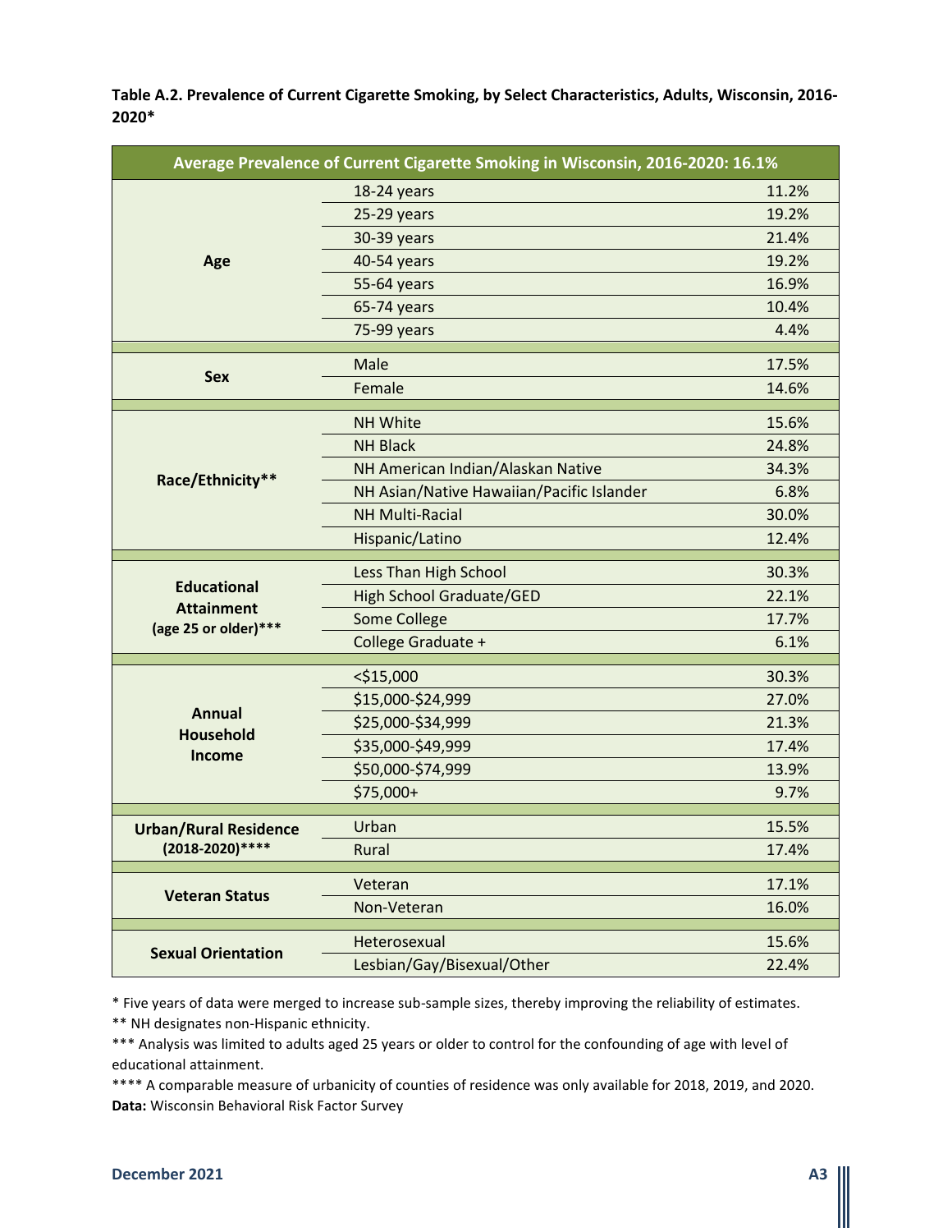**Table A.2. Prevalence of Current Cigarette Smoking, by Select Characteristics, Adults, Wisconsin, 2016-2020***

| Average Prevalence of Current Cigarette Smoking in Wisconsin, 2016-2020: 16.1% | | |
|---|---|---|
| **Age** | 18-24 years | 11.2% |
| | 25-29 years | 19.2% |
| | 30-39 years | 21.4% |
| | 40-54 years | 19.2% |
| | 55-64 years | 16.9% |
| | 65-74 years | 10.4% |
| | 75-99 years | 4.4% |
| **Sex** | Male | 17.5% |
| | Female | 14.6% |
| **Race/Ethnicity**** | NH White | 15.6% |
| | NH Black | 24.8% |
| | NH American Indian/Alaskan Native | 34.3% |
| | NH Asian/Native Hawaiian/Pacific Islander | 6.8% |
| | NH Multi-Racial | 30.0% |
| | Hispanic/Latino | 12.4% |
| **Educational Attainment (age 25 or older)***** | Less Than High School | 30.3% |
| | High School Graduate/GED | 22.1% |
| | Some College | 17.7% |
| | College Graduate + | 6.1% |
| **Annual Household Income** | <$15,000 | 30.3% |
| | $15,000-$24,999 | 27.0% |
| | $25,000-$34,999 | 21.3% |
| | $35,000-$49,999 | 17.4% |
| | $50,000-$74,999 | 13.9% |
| | $75,000+ | 9.7% |
| **Urban/Rural Residence (2018-2020)****** | Urban | 15.5% |
| | Rural | 17.4% |
| **Veteran Status** | Veteran | 17.1% |
| | Non-Veteran | 16.0% |
| **Sexual Orientation** | Heterosexual | 15.6% |
| | Lesbian/Gay/Bisexual/Other | 22.4% |

* Five years of data were merged to increase sub-sample sizes, thereby improving the reliability of estimates.

** NH designates non-Hispanic ethnicity.

*** Analysis was limited to adults aged 25 years or older to control for the confounding of age with level of educational attainment.

**** A comparable measure of urbanicity of counties of residence was only available for 2018, 2019, and 2020.

**Data:** Wisconsin Behavioral Risk Factor Survey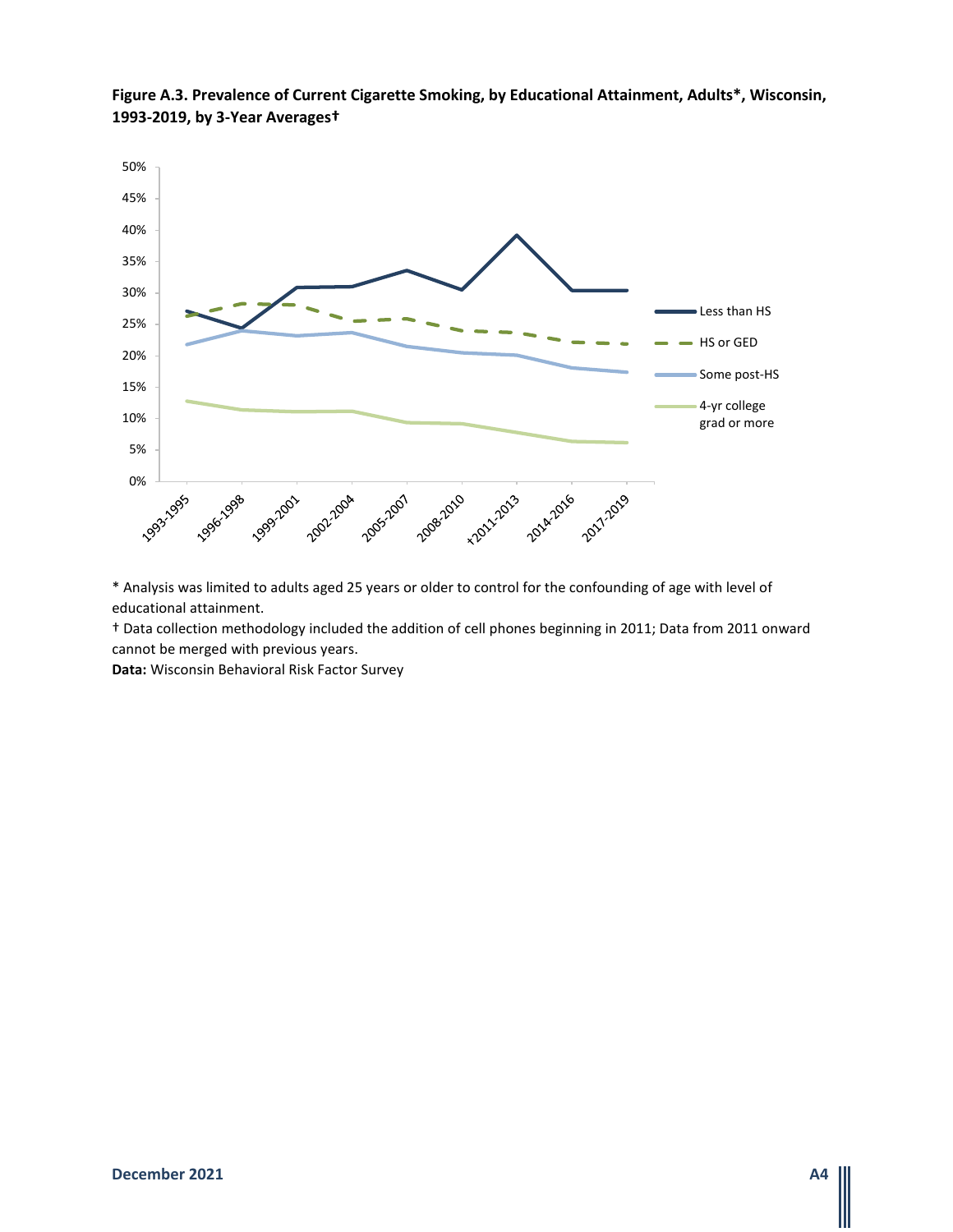**Figure A.3. Prevalence of Current Cigarette Smoking, by Educational Attainment, Adults*, Wisconsin, 1993-2019, by 3-Year Averages†**

\* Analysis was limited to adults aged 25 years or older to control for the confounding of age with level of educational attainment.

† Data collection methodology included the addition of cell phones beginning in 2011; Data from 2011 onward cannot be merged with previous years.

**Data:** Wisconsin Behavioral Risk Factor Survey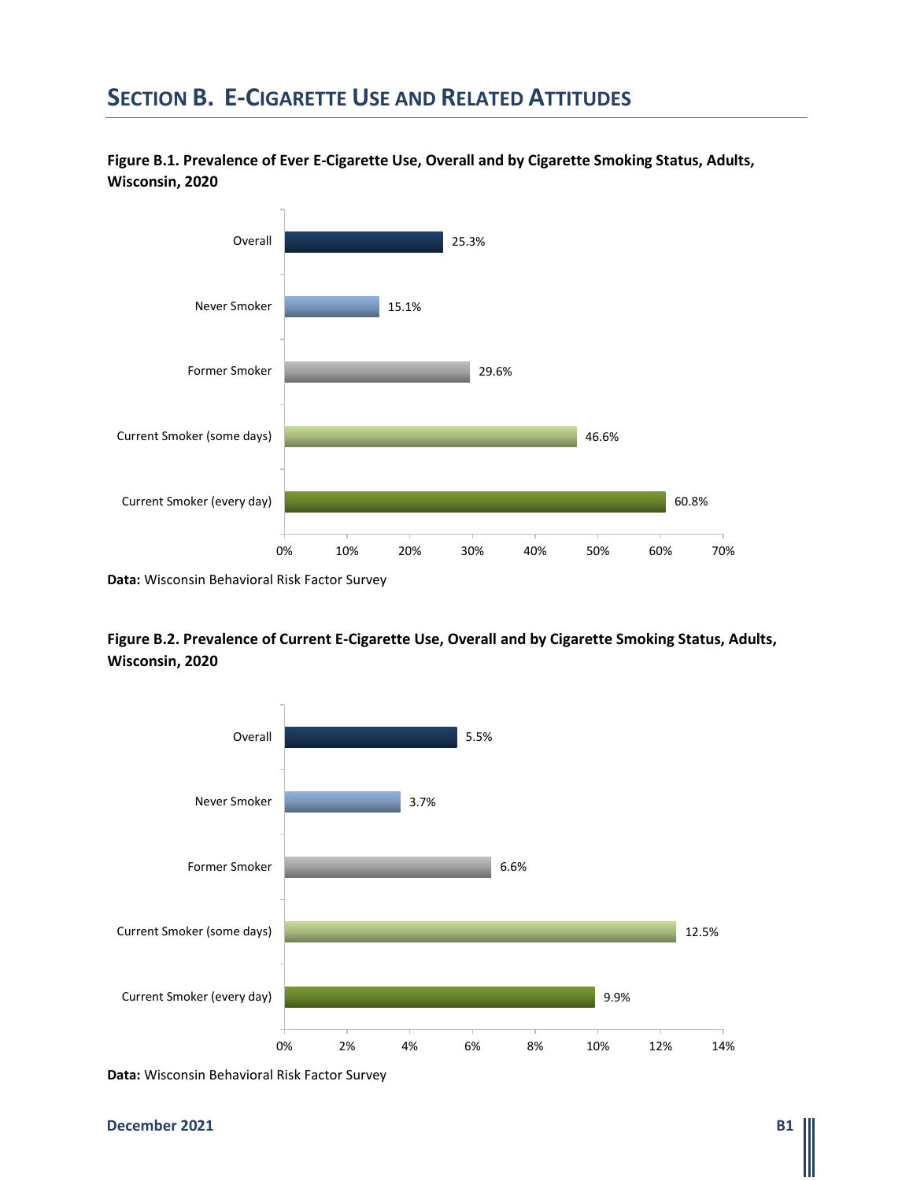## SECTION B. E-CIGARETTE USE AND RELATED ATTITUDES

**Figure B.1. Prevalence of Ever E-Cigarette Use, Overall and by Cigarette Smoking Status, Adults, Wisconsin, 2020**

| Category | Prevalence |
|---|---|
| Overall | 25.3% |
| Never Smoker | 15.1% |
| Former Smoker | 29.6% |
| Current Smoker (some days) | 46.6% |
| Current Smoker (every day) | 60.8% |

**Data:** Wisconsin Behavioral Risk Factor Survey

**Figure B.2. Prevalence of Current E-Cigarette Use, Overall and by Cigarette Smoking Status, Adults, Wisconsin, 2020**

| Category | Prevalence |
|---|---|
| Overall | 5.5% |
| Never Smoker | 3.7% |
| Former Smoker | 6.6% |
| Current Smoker (some days) | 12.5% |
| Current Smoker (every day) | 9.9% |

**Data:** Wisconsin Behavioral Risk Factor Survey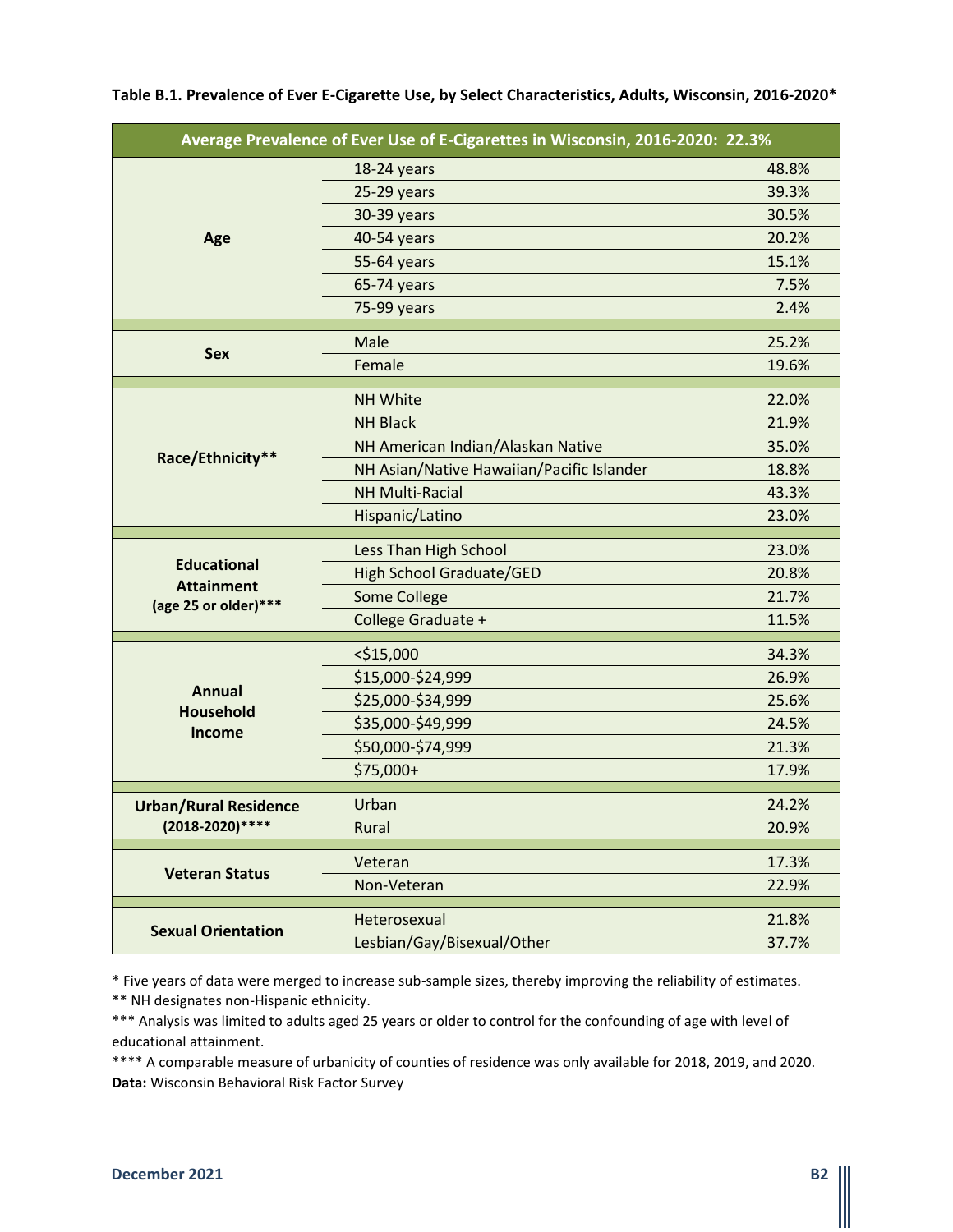**Table B.1. Prevalence of Ever E-Cigarette Use, by Select Characteristics, Adults, Wisconsin, 2016-2020***

| Average Prevalence of Ever Use of E-Cigarettes in Wisconsin, 2016-2020: 22.3% | | |
|---|---|---|
| **Age** | 18-24 years | 48.8% |
| | 25-29 years | 39.3% |
| | 30-39 years | 30.5% |
| | 40-54 years | 20.2% |
| | 55-64 years | 15.1% |
| | 65-74 years | 7.5% |
| | 75-99 years | 2.4% |
| **Sex** | Male | 25.2% |
| | Female | 19.6% |
| **Race/Ethnicity**** | NH White | 22.0% |
| | NH Black | 21.9% |
| | NH American Indian/Alaskan Native | 35.0% |
| | NH Asian/Native Hawaiian/Pacific Islander | 18.8% |
| | NH Multi-Racial | 43.3% |
| | Hispanic/Latino | 23.0% |
| **Educational Attainment (age 25 or older)***** | Less Than High School | 23.0% |
| | High School Graduate/GED | 20.8% |
| | Some College | 21.7% |
| | College Graduate + | 11.5% |
| **Annual Household Income** | <$15,000 | 34.3% |
| | $15,000-$24,999 | 26.9% |
| | $25,000-$34,999 | 25.6% |
| | $35,000-$49,999 | 24.5% |
| | $50,000-$74,999 | 21.3% |
| | $75,000+ | 17.9% |
| **Urban/Rural Residence (2018-2020)****** | Urban | 24.2% |
| | Rural | 20.9% |
| **Veteran Status** | Veteran | 17.3% |
| | Non-Veteran | 22.9% |
| **Sexual Orientation** | Heterosexual | 21.8% |
| | Lesbian/Gay/Bisexual/Other | 37.7% |

* Five years of data were merged to increase sub-sample sizes, thereby improving the reliability of estimates.

** NH designates non-Hispanic ethnicity.

*** Analysis was limited to adults aged 25 years or older to control for the confounding of age with level of educational attainment.

**** A comparable measure of urbanicity of counties of residence was only available for 2018, 2019, and 2020.

**Data:** Wisconsin Behavioral Risk Factor Survey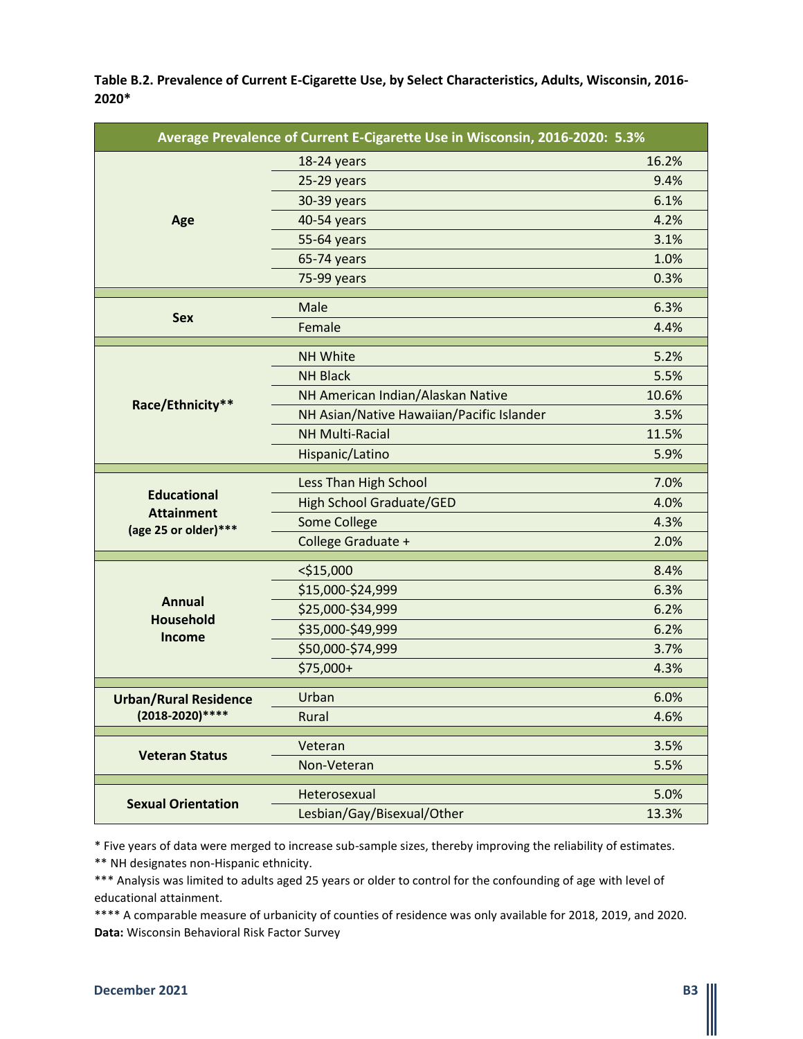**Table B.2. Prevalence of Current E-Cigarette Use, by Select Characteristics, Adults, Wisconsin, 2016-2020***

| Average Prevalence of Current E-Cigarette Use in Wisconsin, 2016-2020: 5.3% | | |
|---|---|---|
| **Age** | 18-24 years | 16.2% |
| | 25-29 years | 9.4% |
| | 30-39 years | 6.1% |
| | 40-54 years | 4.2% |
| | 55-64 years | 3.1% |
| | 65-74 years | 1.0% |
| | 75-99 years | 0.3% |
| **Sex** | Male | 6.3% |
| | Female | 4.4% |
| **Race/Ethnicity**** | NH White | 5.2% |
| | NH Black | 5.5% |
| | NH American Indian/Alaskan Native | 10.6% |
| | NH Asian/Native Hawaiian/Pacific Islander | 3.5% |
| | NH Multi-Racial | 11.5% |
| | Hispanic/Latino | 5.9% |
| **Educational Attainment (age 25 or older)***** | Less Than High School | 7.0% |
| | High School Graduate/GED | 4.0% |
| | Some College | 4.3% |
| | College Graduate + | 2.0% |
| **Annual Household Income** | <$15,000 | 8.4% |
| | $15,000-$24,999 | 6.3% |
| | $25,000-$34,999 | 6.2% |
| | $35,000-$49,999 | 6.2% |
| | $50,000-$74,999 | 3.7% |
| | $75,000+ | 4.3% |
| **Urban/Rural Residence (2018-2020)****** | Urban | 6.0% |
| | Rural | 4.6% |
| **Veteran Status** | Veteran | 3.5% |
| | Non-Veteran | 5.5% |
| **Sexual Orientation** | Heterosexual | 5.0% |
| | Lesbian/Gay/Bisexual/Other | 13.3% |

* Five years of data were merged to increase sub-sample sizes, thereby improving the reliability of estimates.

** NH designates non-Hispanic ethnicity.

*** Analysis was limited to adults aged 25 years or older to control for the confounding of age with level of educational attainment.

**** A comparable measure of urbanicity of counties of residence was only available for 2018, 2019, and 2020.

**Data:** Wisconsin Behavioral Risk Factor Survey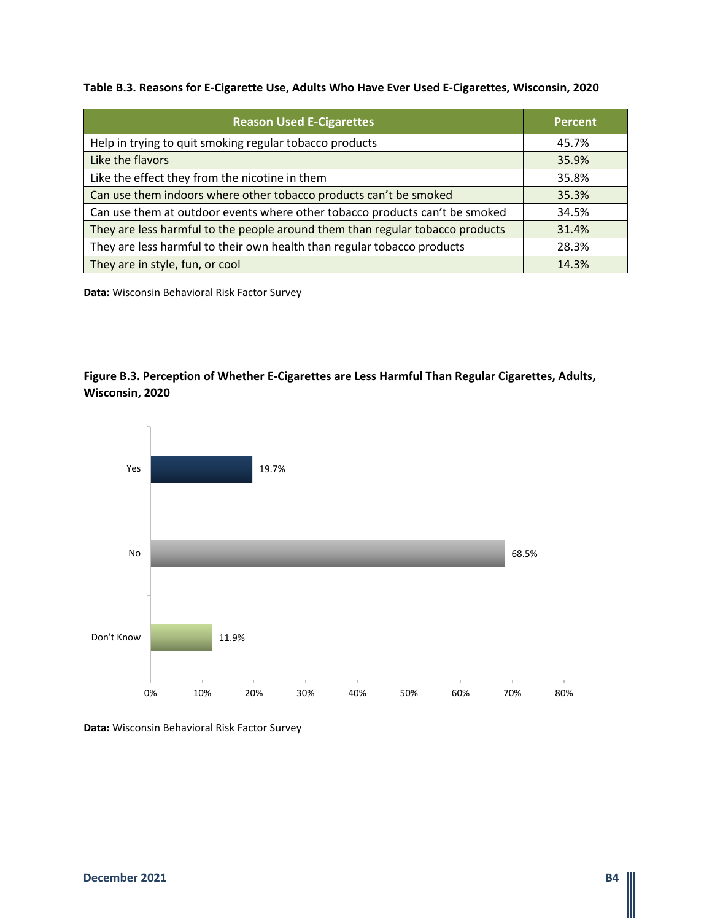**Table B.3. Reasons for E-Cigarette Use, Adults Who Have Ever Used E-Cigarettes, Wisconsin, 2020**

| Reason Used E-Cigarettes | Percent |
|---|---|
| Help in trying to quit smoking regular tobacco products | 45.7% |
| Like the flavors | 35.9% |
| Like the effect they from the nicotine in them | 35.8% |
| Can use them indoors where other tobacco products can't be smoked | 35.3% |
| Can use them at outdoor events where other tobacco products can't be smoked | 34.5% |
| They are less harmful to the people around them than regular tobacco products | 31.4% |
| They are less harmful to their own health than regular tobacco products | 28.3% |
| They are in style, fun, or cool | 14.3% |

**Data:** Wisconsin Behavioral Risk Factor Survey

**Figure B.3. Perception of Whether E-Cigarettes are Less Harmful Than Regular Cigarettes, Adults, Wisconsin, 2020**

| Response | Percent |
|---|---|
| Yes | 19.7% |
| No | 68.5% |
| Don't Know | 11.9% |

**Data:** Wisconsin Behavioral Risk Factor Survey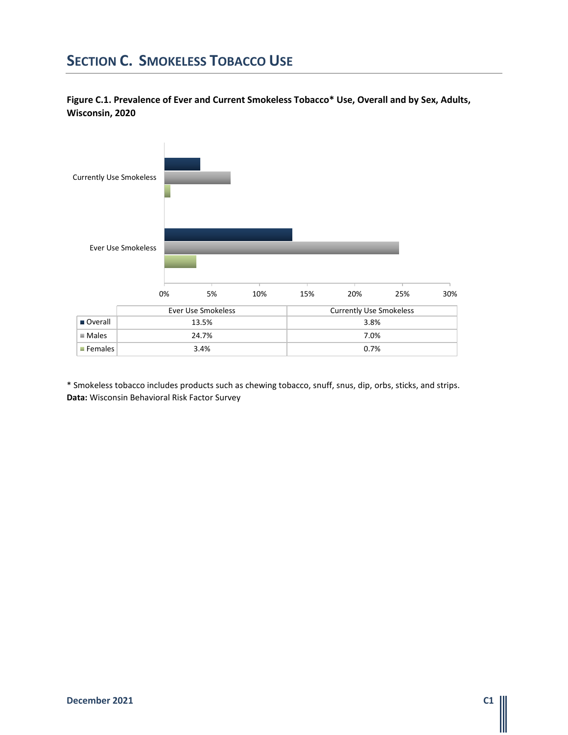# SECTION C. SMOKELESS TOBACCO USE

**Figure C.1. Prevalence of Ever and Current Smokeless Tobacco* Use, Overall and by Sex, Adults, Wisconsin, 2020**

| | Ever Use Smokeless | Currently Use Smokeless |
|---|---|---|
| Overall | 13.5% | 3.8% |
| Males | 24.7% | 7.0% |
| Females | 3.4% | 0.7% |

* Smokeless tobacco includes products such as chewing tobacco, snuff, snus, dip, orbs, sticks, and strips.

**Data:** Wisconsin Behavioral Risk Factor Survey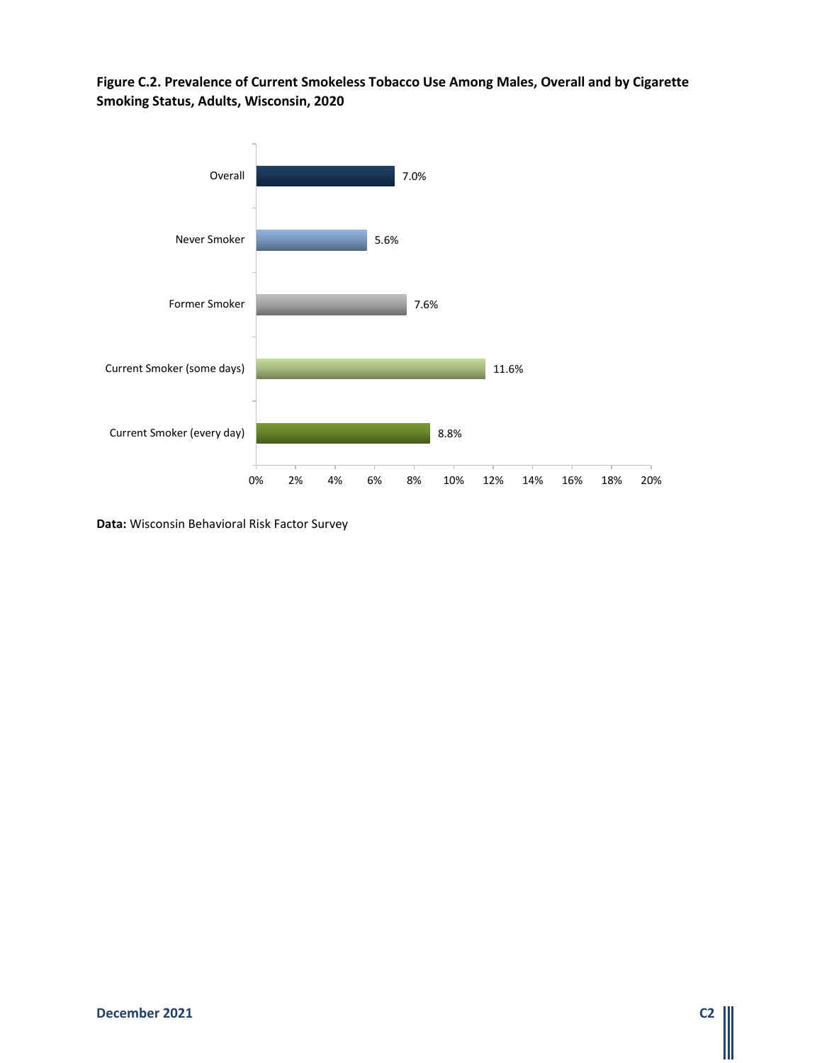**Figure C.2. Prevalence of Current Smokeless Tobacco Use Among Males, Overall and by Cigarette Smoking Status, Adults, Wisconsin, 2020**

| Category | Prevalence |
|---|---|
| Overall | 7.0% |
| Never Smoker | 5.6% |
| Former Smoker | 7.6% |
| Current Smoker (some days) | 11.6% |
| Current Smoker (every day) | 8.8% |

**Data:** Wisconsin Behavioral Risk Factor Survey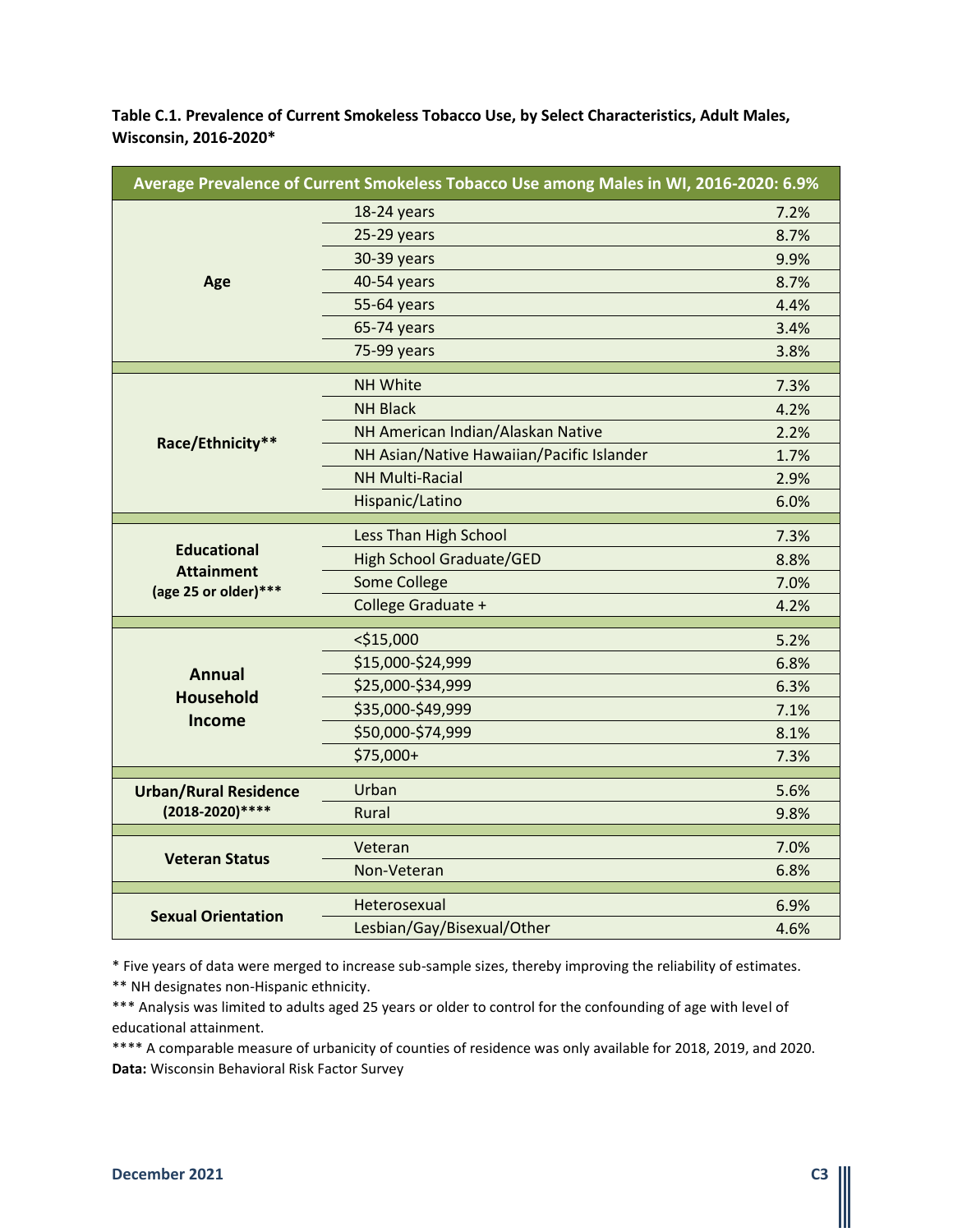**Table C.1. Prevalence of Current Smokeless Tobacco Use, by Select Characteristics, Adult Males, Wisconsin, 2016-2020***

| Average Prevalence of Current Smokeless Tobacco Use among Males in WI, 2016-2020: 6.9% | | |
|---|---|---|
| **Age** | 18-24 years | 7.2% |
| | 25-29 years | 8.7% |
| | 30-39 years | 9.9% |
| | 40-54 years | 8.7% |
| | 55-64 years | 4.4% |
| | 65-74 years | 3.4% |
| | 75-99 years | 3.8% |
| **Race/Ethnicity**** | NH White | 7.3% |
| | NH Black | 4.2% |
| | NH American Indian/Alaskan Native | 2.2% |
| | NH Asian/Native Hawaiian/Pacific Islander | 1.7% |
| | NH Multi-Racial | 2.9% |
| | Hispanic/Latino | 6.0% |
| **Educational Attainment (age 25 or older)***** | Less Than High School | 7.3% |
| | High School Graduate/GED | 8.8% |
| | Some College | 7.0% |
| | College Graduate + | 4.2% |
| **Annual Household Income** | <$15,000 | 5.2% |
| | $15,000-$24,999 | 6.8% |
| | $25,000-$34,999 | 6.3% |
| | $35,000-$49,999 | 7.1% |
| | $50,000-$74,999 | 8.1% |
| | $75,000+ | 7.3% |
| **Urban/Rural Residence (2018-2020)****** | Urban | 5.6% |
| | Rural | 9.8% |
| **Veteran Status** | Veteran | 7.0% |
| | Non-Veteran | 6.8% |
| **Sexual Orientation** | Heterosexual | 6.9% |
| | Lesbian/Gay/Bisexual/Other | 4.6% |

* Five years of data were merged to increase sub-sample sizes, thereby improving the reliability of estimates.

** NH designates non-Hispanic ethnicity.

*** Analysis was limited to adults aged 25 years or older to control for the confounding of age with level of educational attainment.

**** A comparable measure of urbanicity of counties of residence was only available for 2018, 2019, and 2020.

**Data:** Wisconsin Behavioral Risk Factor Survey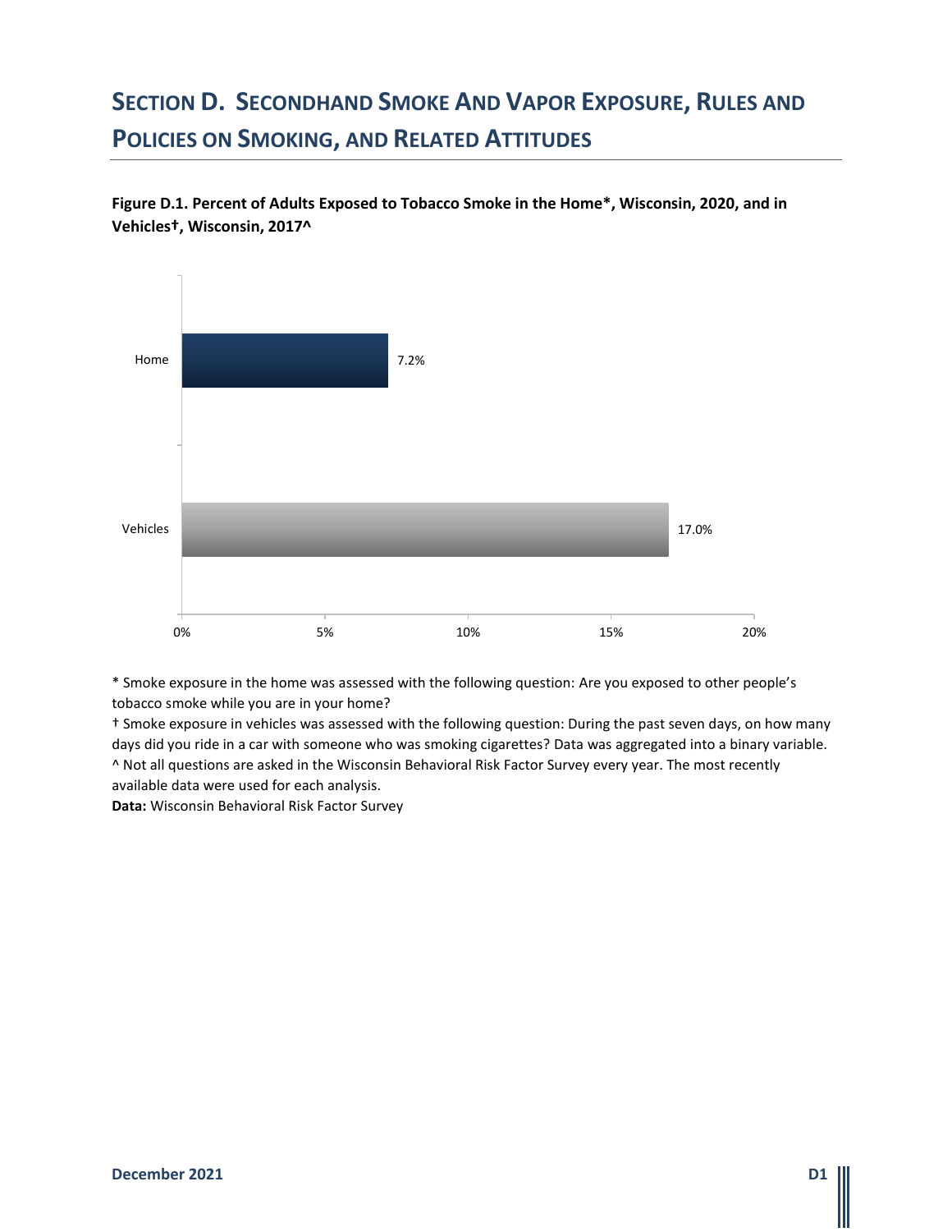# Section D. Secondhand Smoke And Vapor Exposure, Rules and Policies on Smoking, and Related Attitudes

**Figure D.1. Percent of Adults Exposed to Tobacco Smoke in the Home*, Wisconsin, 2020, and in Vehicles†, Wisconsin, 2017^**

| | Percent |
| --- | --- |
| Home | 7.2% |
| Vehicles | 17.0% |

\* Smoke exposure in the home was assessed with the following question: Are you exposed to other people's tobacco smoke while you are in your home?

† Smoke exposure in vehicles was assessed with the following question: During the past seven days, on how many days did you ride in a car with someone who was smoking cigarettes? Data was aggregated into a binary variable.

^ Not all questions are asked in the Wisconsin Behavioral Risk Factor Survey every year. The most recently available data were used for each analysis.

**Data:** Wisconsin Behavioral Risk Factor Survey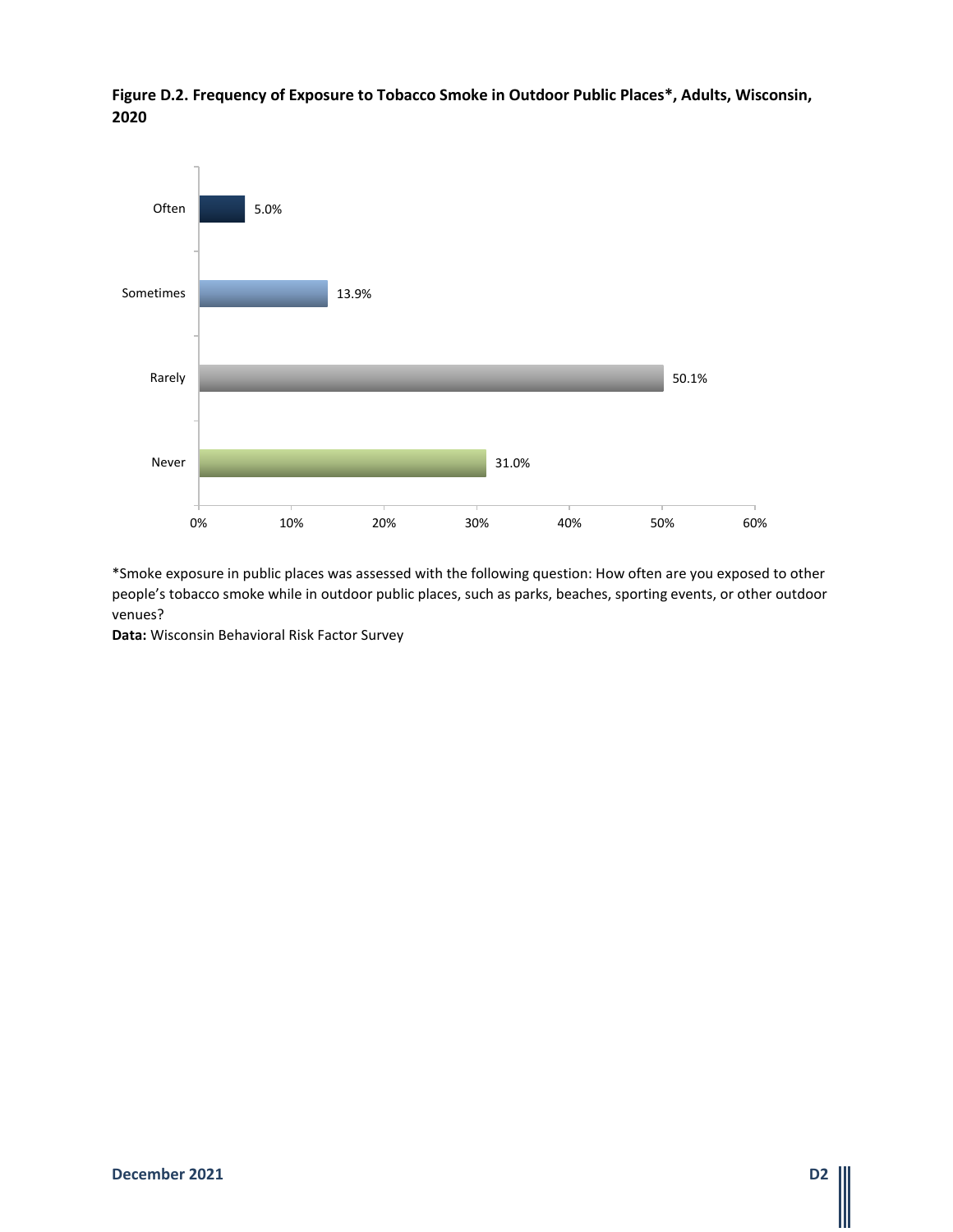**Figure D.2. Frequency of Exposure to Tobacco Smoke in Outdoor Public Places*, Adults, Wisconsin, 2020**

| Frequency | Percent |
| --- | --- |
| Often | 5.0% |
| Sometimes | 13.9% |
| Rarely | 50.1% |
| Never | 31.0% |

*Smoke exposure in public places was assessed with the following question: How often are you exposed to other people's tobacco smoke while in outdoor public places, such as parks, beaches, sporting events, or other outdoor venues?

**Data:** Wisconsin Behavioral Risk Factor Survey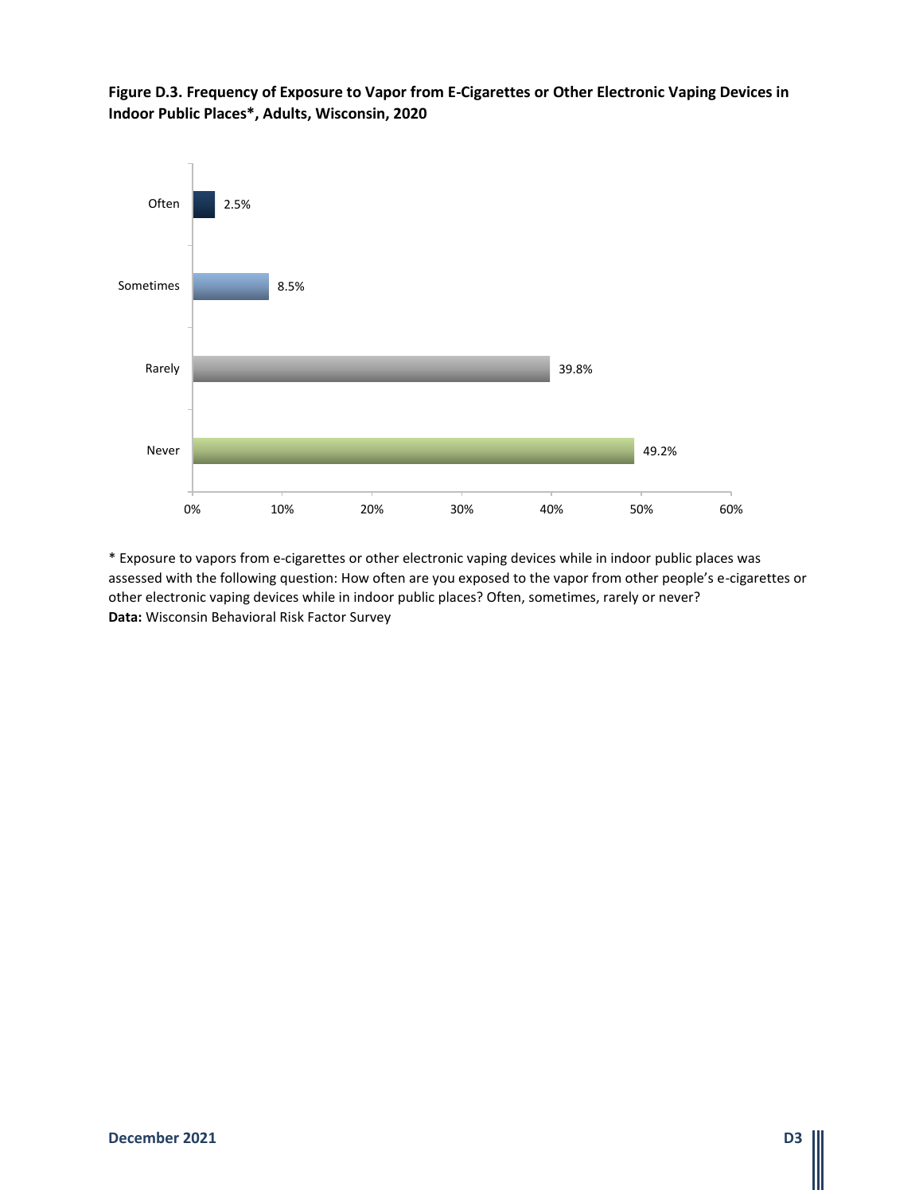**Figure D.3. Frequency of Exposure to Vapor from E-Cigarettes or Other Electronic Vaping Devices in Indoor Public Places*, Adults, Wisconsin, 2020**

| Frequency | Percent |
| --- | --- |
| Often | 2.5% |
| Sometimes | 8.5% |
| Rarely | 39.8% |
| Never | 49.2% |

* Exposure to vapors from e-cigarettes or other electronic vaping devices while in indoor public places was assessed with the following question: How often are you exposed to the vapor from other people's e-cigarettes or other electronic vaping devices while in indoor public places? Often, sometimes, rarely or never?

**Data:** Wisconsin Behavioral Risk Factor Survey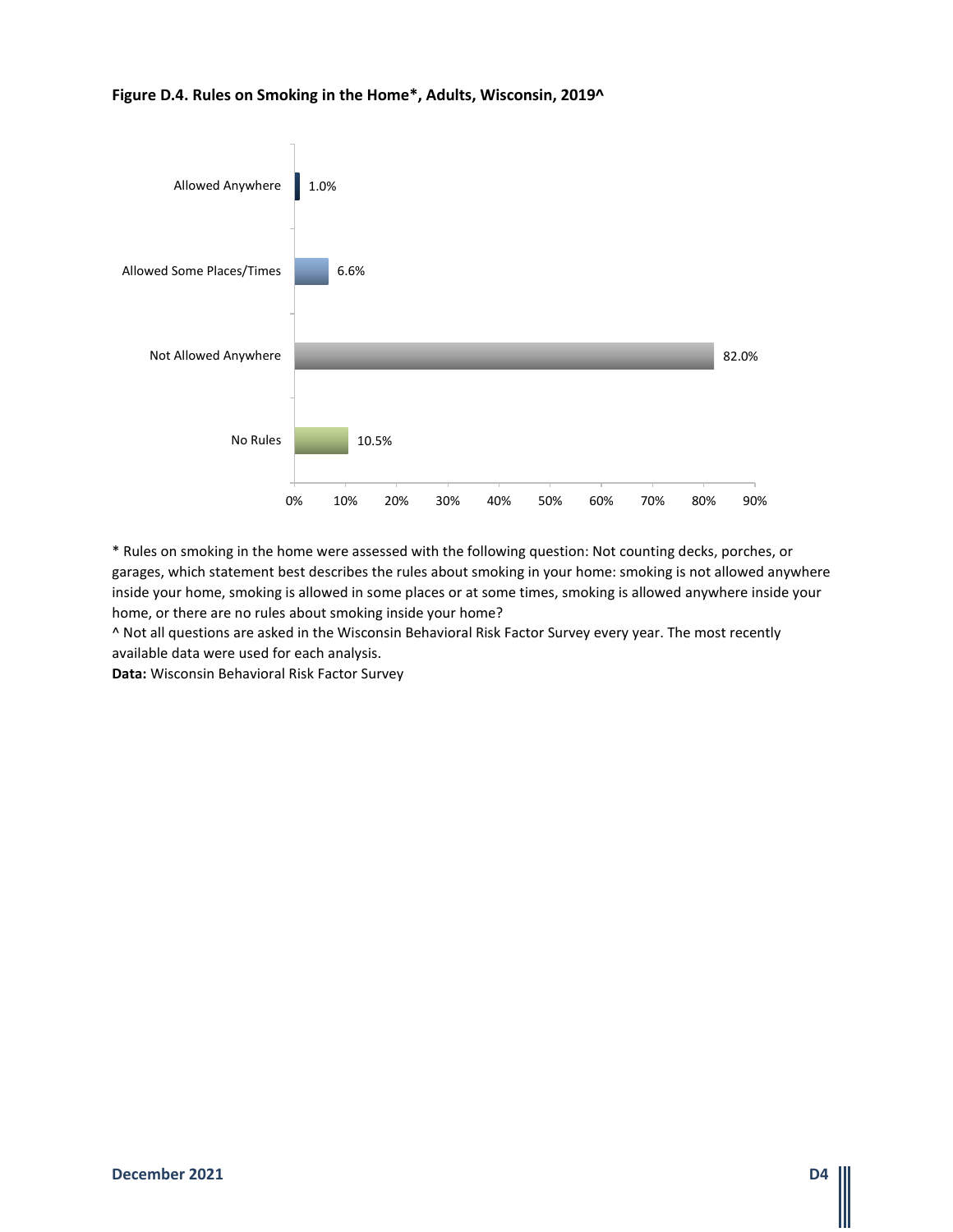**Figure D.4. Rules on Smoking in the Home*, Adults, Wisconsin, 2019^**

| Rule | Percent |
|---|---|
| Allowed Anywhere | 1.0% |
| Allowed Some Places/Times | 6.6% |
| Not Allowed Anywhere | 82.0% |
| No Rules | 10.5% |

* Rules on smoking in the home were assessed with the following question: Not counting decks, porches, or garages, which statement best describes the rules about smoking in your home: smoking is not allowed anywhere inside your home, smoking is allowed in some places or at some times, smoking is allowed anywhere inside your home, or there are no rules about smoking inside your home?

^ Not all questions are asked in the Wisconsin Behavioral Risk Factor Survey every year. The most recently available data were used for each analysis.

**Data:** Wisconsin Behavioral Risk Factor Survey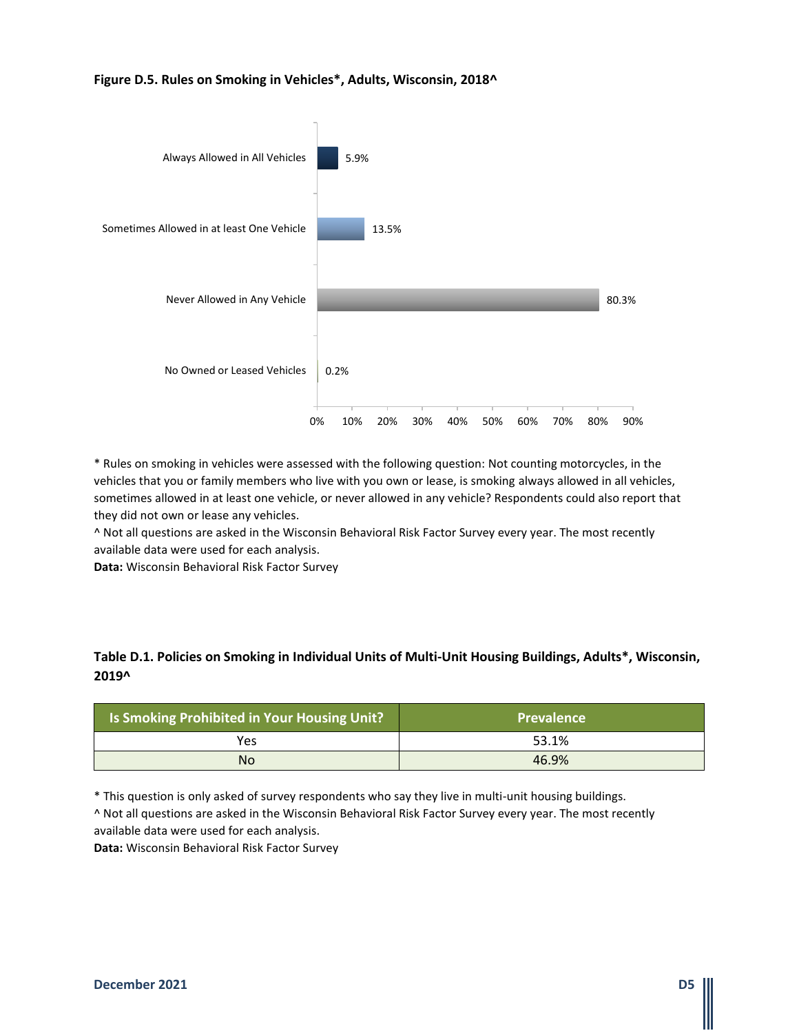**Figure D.5. Rules on Smoking in Vehicles*, Adults, Wisconsin, 2018^**

| Rule | Percent |
|---|---|
| Always Allowed in All Vehicles | 5.9% |
| Sometimes Allowed in at least One Vehicle | 13.5% |
| Never Allowed in Any Vehicle | 80.3% |
| No Owned or Leased Vehicles | 0.2% |

* Rules on smoking in vehicles were assessed with the following question: Not counting motorcycles, in the vehicles that you or family members who live with you own or lease, is smoking always allowed in all vehicles, sometimes allowed in at least one vehicle, or never allowed in any vehicle? Respondents could also report that they did not own or lease any vehicles.
^ Not all questions are asked in the Wisconsin Behavioral Risk Factor Survey every year. The most recently available data were used for each analysis.
**Data:** Wisconsin Behavioral Risk Factor Survey

**Table D.1. Policies on Smoking in Individual Units of Multi-Unit Housing Buildings, Adults*, Wisconsin, 2019^**

| Is Smoking Prohibited in Your Housing Unit? | Prevalence |
|---|---|
| Yes | 53.1% |
| No | 46.9% |

* This question is only asked of survey respondents who say they live in multi-unit housing buildings.
^ Not all questions are asked in the Wisconsin Behavioral Risk Factor Survey every year. The most recently available data were used for each analysis.
**Data:** Wisconsin Behavioral Risk Factor Survey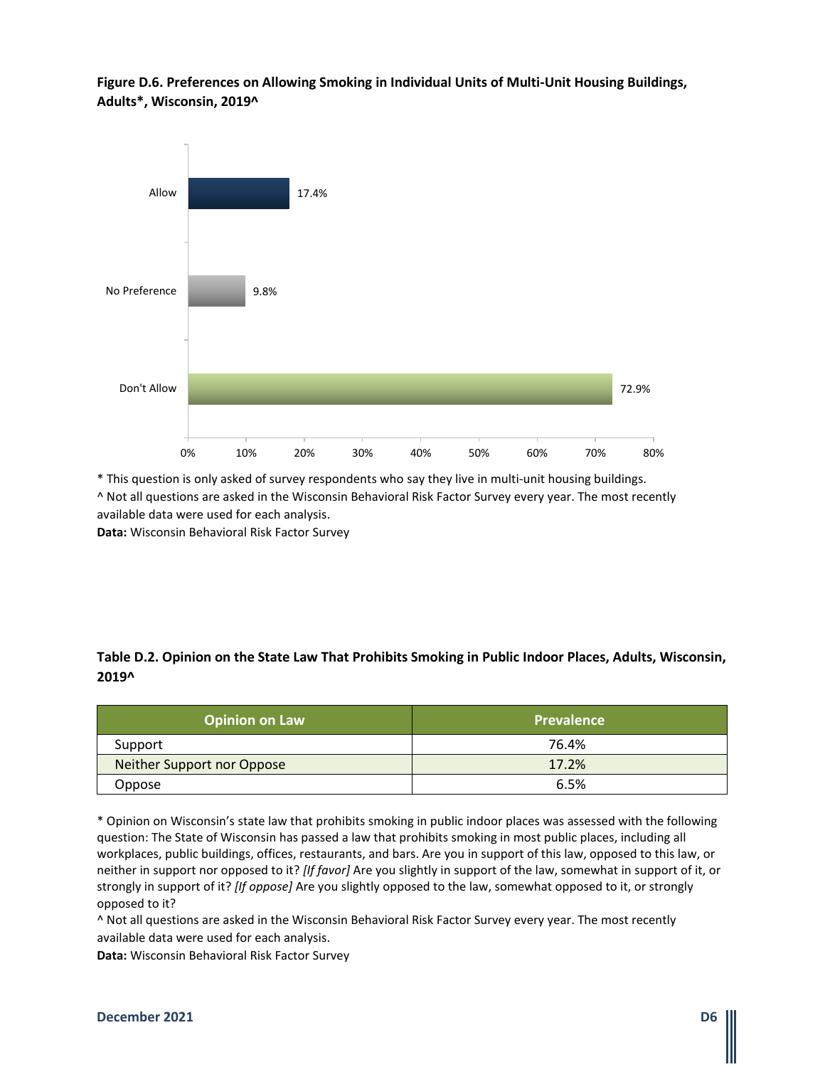**Figure D.6. Preferences on Allowing Smoking in Individual Units of Multi-Unit Housing Buildings, Adults*, Wisconsin, 2019^**

| Preference | Percent |
| --- | --- |
| Allow | 17.4% |
| No Preference | 9.8% |
| Don't Allow | 72.9% |

* This question is only asked of survey respondents who say they live in multi-unit housing buildings.
^ Not all questions are asked in the Wisconsin Behavioral Risk Factor Survey every year. The most recently available data were used for each analysis.
**Data:** Wisconsin Behavioral Risk Factor Survey

**Table D.2. Opinion on the State Law That Prohibits Smoking in Public Indoor Places, Adults, Wisconsin, 2019^**

| Opinion on Law | Prevalence |
| --- | --- |
| Support | 76.4% |
| Neither Support nor Oppose | 17.2% |
| Oppose | 6.5% |

* Opinion on Wisconsin's state law that prohibits smoking in public indoor places was assessed with the following question: The State of Wisconsin has passed a law that prohibits smoking in most public places, including all workplaces, public buildings, offices, restaurants, and bars. Are you in support of this law, opposed to this law, or neither in support nor opposed to it? *[If favor]* Are you slightly in support of the law, somewhat in support of it, or strongly in support of it? *[If oppose]* Are you slightly opposed to the law, somewhat opposed to it, or strongly opposed to it?
^ Not all questions are asked in the Wisconsin Behavioral Risk Factor Survey every year. The most recently available data were used for each analysis.
**Data:** Wisconsin Behavioral Risk Factor Survey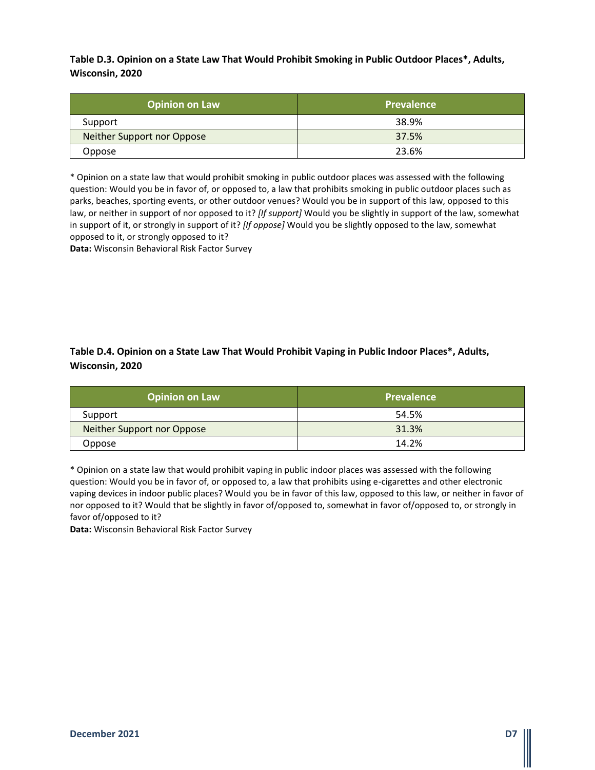**Table D.3. Opinion on a State Law That Would Prohibit Smoking in Public Outdoor Places*, Adults, Wisconsin, 2020**

| Opinion on Law | Prevalence |
| --- | --- |
| Support | 38.9% |
| Neither Support nor Oppose | 37.5% |
| Oppose | 23.6% |

* Opinion on a state law that would prohibit smoking in public outdoor places was assessed with the following question: Would you be in favor of, or opposed to, a law that prohibits smoking in public outdoor places such as parks, beaches, sporting events, or other outdoor venues? Would you be in support of this law, opposed to this law, or neither in support of nor opposed to it? *[If support]* Would you be slightly in support of the law, somewhat in support of it, or strongly in support of it? *[If oppose]* Would you be slightly opposed to the law, somewhat opposed to it, or strongly opposed to it?

**Data:** Wisconsin Behavioral Risk Factor Survey

**Table D.4. Opinion on a State Law That Would Prohibit Vaping in Public Indoor Places*, Adults, Wisconsin, 2020**

| Opinion on Law | Prevalence |
| --- | --- |
| Support | 54.5% |
| Neither Support nor Oppose | 31.3% |
| Oppose | 14.2% |

* Opinion on a state law that would prohibit vaping in public indoor places was assessed with the following question: Would you be in favor of, or opposed to, a law that prohibits using e-cigarettes and other electronic vaping devices in indoor public places? Would you be in favor of this law, opposed to this law, or neither in favor of nor opposed to it? Would that be slightly in favor of/opposed to, somewhat in favor of/opposed to, or strongly in favor of/opposed to it?

**Data:** Wisconsin Behavioral Risk Factor Survey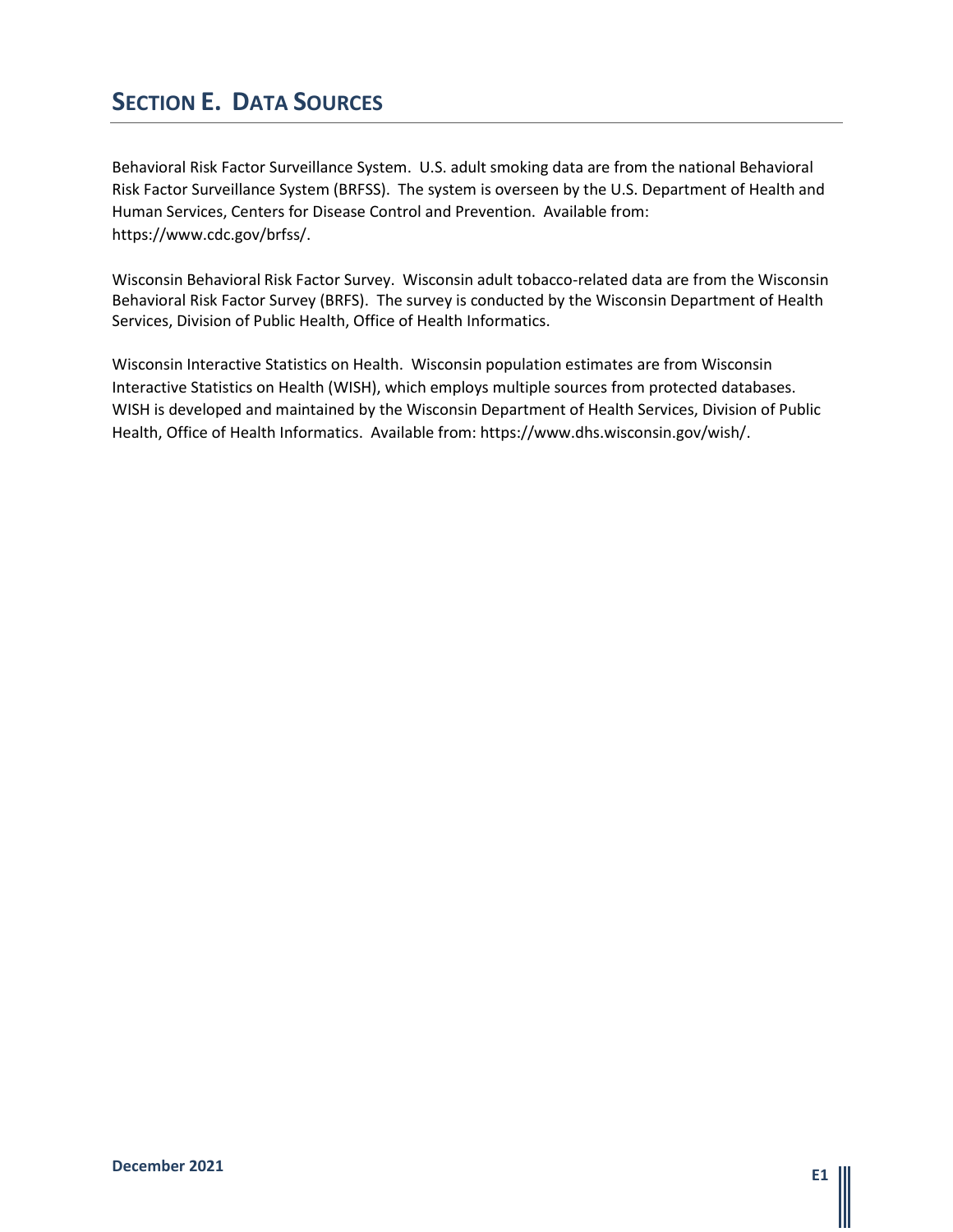# SECTION E. DATA SOURCES

Behavioral Risk Factor Surveillance System. U.S. adult smoking data are from the national Behavioral Risk Factor Surveillance System (BRFSS). The system is overseen by the U.S. Department of Health and Human Services, Centers for Disease Control and Prevention. Available from: https://www.cdc.gov/brfss/.

Wisconsin Behavioral Risk Factor Survey. Wisconsin adult tobacco-related data are from the Wisconsin Behavioral Risk Factor Survey (BRFS). The survey is conducted by the Wisconsin Department of Health Services, Division of Public Health, Office of Health Informatics.

Wisconsin Interactive Statistics on Health. Wisconsin population estimates are from Wisconsin Interactive Statistics on Health (WISH), which employs multiple sources from protected databases. WISH is developed and maintained by the Wisconsin Department of Health Services, Division of Public Health, Office of Health Informatics. Available from: https://www.dhs.wisconsin.gov/wish/.